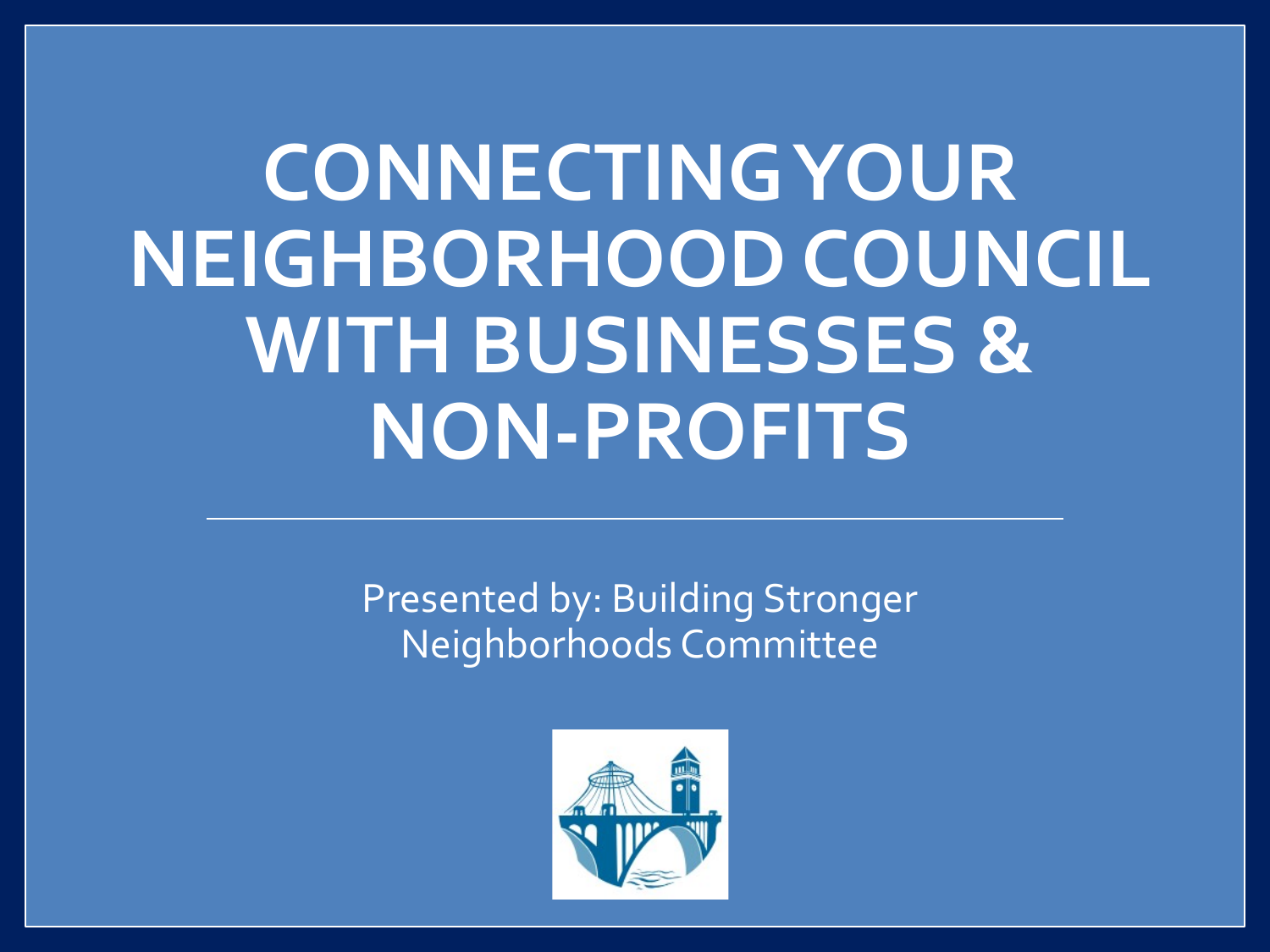# CONNECTING YOUR NEIGHBORHOOD COUNCIL WITH BUSINESSES & NON-PROFITS

Presented by: Building Stronger Neighborhoods Committee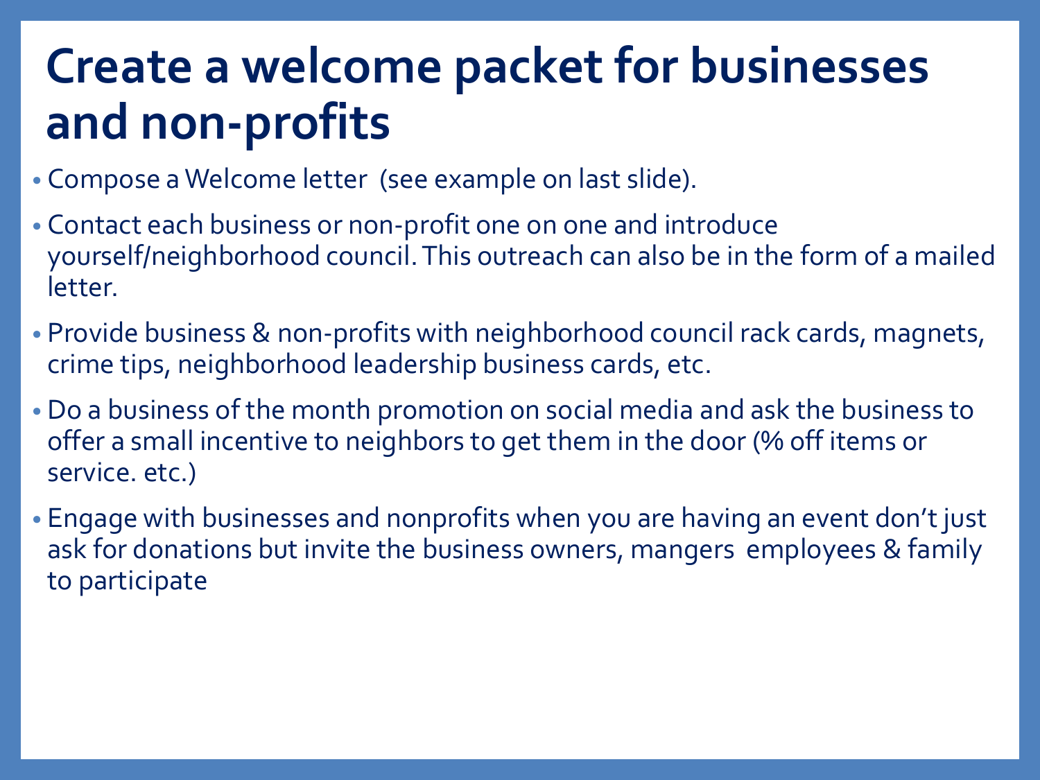# Create a welcome packet for businesses and non-profits

- Compose a Welcome letter (see example on last slide).
- Contact each business or non-profit one on one and introduce yourself/neighborhood council. This outreach can also be in the form of a mailed letter.
- Provide business & non-profits with neighborhood council rack cards, magnets, crime tips, neighborhood leadership business cards, etc.
- Do a business of the month promotion on social media and ask the business to offer a small incentive to neighbors to get them in the door (% off items or service. etc.)
- Engage with businesses and nonprofits when you are having an event don't just ask for donations but invite the business owners, mangers employees & family to participate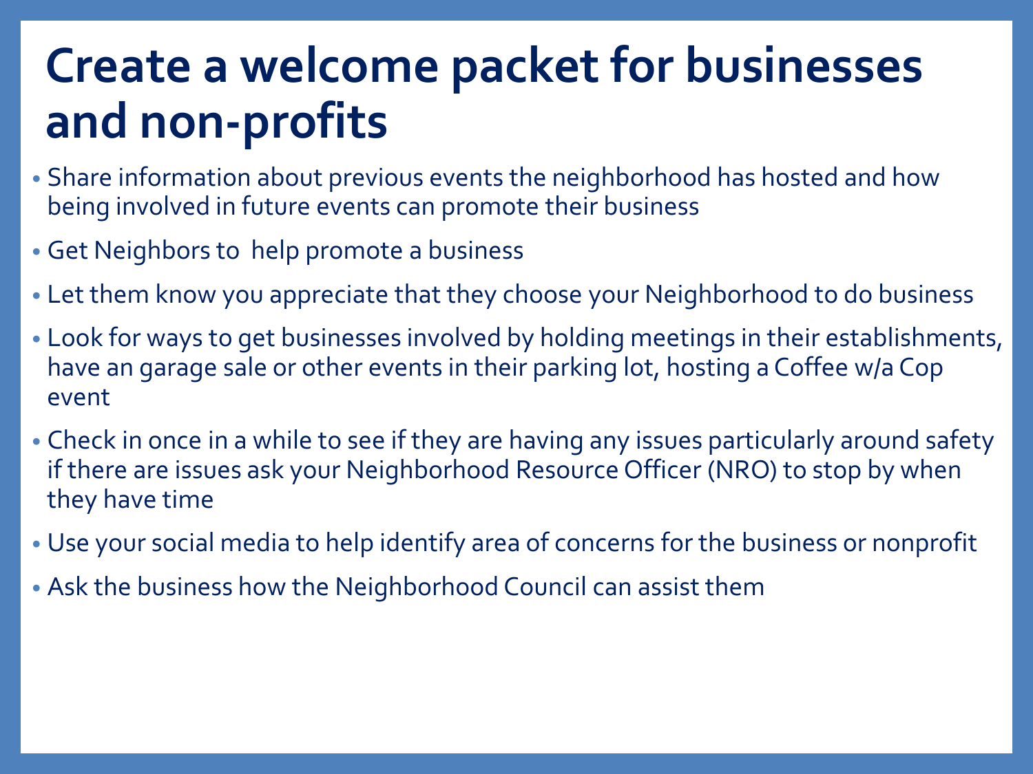# Create a welcome packet for businesses and non-profits

- Share information about previous events the neighborhood has hosted and how being involved in future events can promote their business
- Get Neighbors to  help promote a business
- Let them know you appreciate that they choose your Neighborhood to do business
- Look for ways to get businesses involved by holding meetings in their establishments, have an garage sale or other events in their parking lot, hosting a Coffee w/a Cop event
- Check in once in a while to see if they are having any issues particularly around safety if there are issues ask your Neighborhood Resource Officer (NRO) to stop by when they have time
- Use your social media to help identify area of concerns for the business or nonprofit
- Ask the business how the Neighborhood Council can assist them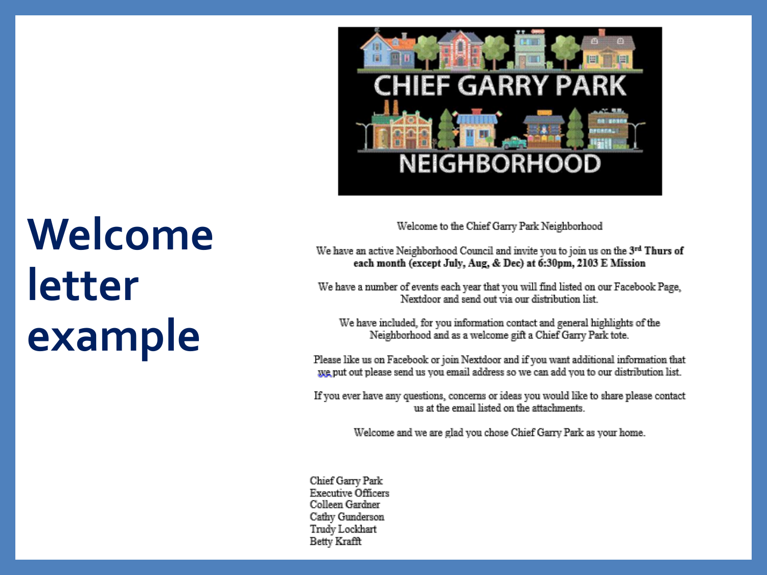# Welcome letter example

CHIEF GARRY PARK

NEIGHBORHOOD

Welcome to the Chief Garry Park Neighborhood

We have an active Neighborhood Council and invite you to join us on the 3rd **Thurs of each month (except July, Aug, & Dec) at 6:30pm, 2103 E Mission**

We have a number of events each year that you will find listed on our Facebook Page, Nextdoor and send out via our distribution list.

We have included, for you information contact and general highlights of the Neighborhood and as a welcome gift a Chief Garry Park tote.

Please like us on Facebook or join Nextdoor and if you want additional information that we put out please send us you email address so we can add you to our distribution list.

If you ever have any questions, concerns or ideas you would like to share please contact us at the email listed on the attachments.

Welcome and we are glad you chose Chief Garry Park as your home.

Chief Garry Park
Executive Officers
Colleen Gardner
Cathy Gunderson
Trudy Lockhart
Betty Krafft